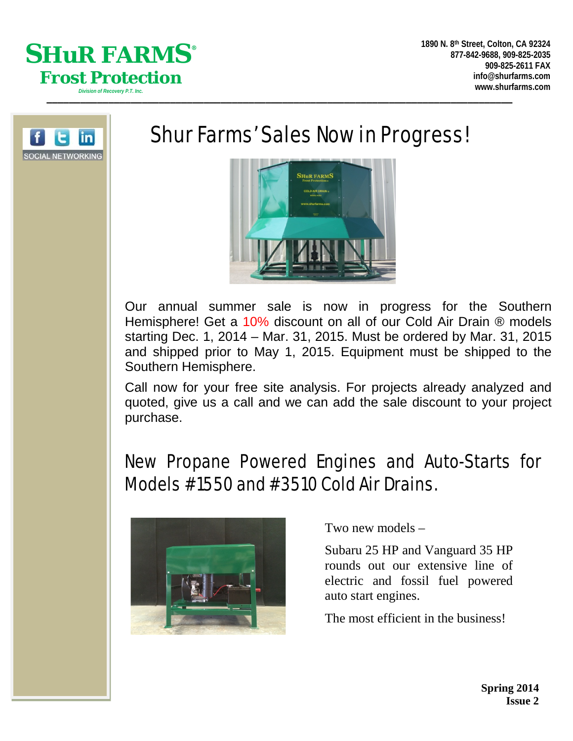# SHuR FARMS®

## Frost Protection

*Division of Recovery P.T. Inc.*

**1890 N. 8th Street, Colton, CA 92324**
**877-842-9688, 909-825-2035**
**909-825-2611 FAX**
**info@shurfarms.com**
**www.shurfarms.com**

SOCIAL NETWORKING

## Shur Farms' Sales Now in Progress!

Our annual summer sale is now in progress for the Southern Hemisphere! Get a 10% discount on all of our Cold Air Drain ® models starting Dec. 1, 2014 – Mar. 31, 2015. Must be ordered by Mar. 31, 2015 and shipped prior to May 1, 2015. Equipment must be shipped to the Southern Hemisphere.

Call now for your free site analysis. For projects already analyzed and quoted, give us a call and we can add the sale discount to your project purchase.

## New Propane Powered Engines and Auto-Starts for Models #1550 and #3510 Cold Air Drains.

Two new models –

Subaru 25 HP and Vanguard 35 HP rounds out our extensive line of electric and fossil fuel powered auto start engines.

The most efficient in the business!

**Spring 2014**
**Issue 2**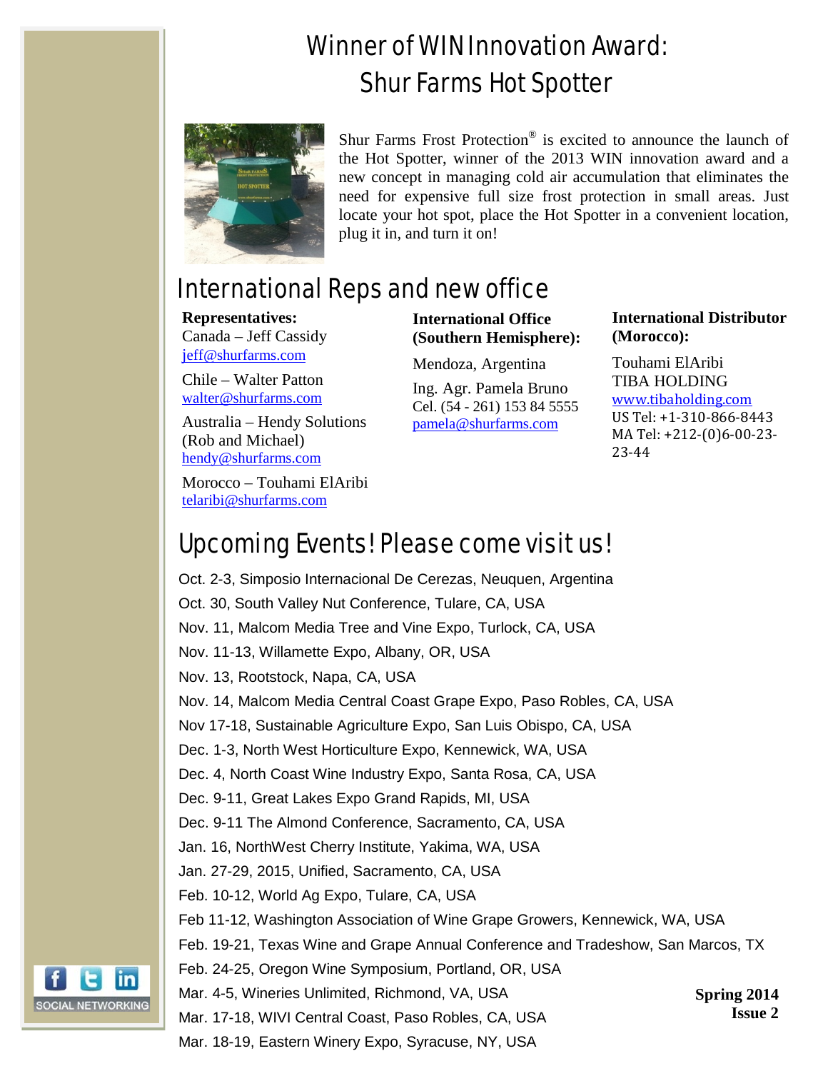# Winner of WIN Innovation Award: Shur Farms Hot Spotter

Shur Farms Frost Protection® is excited to announce the launch of the Hot Spotter, winner of the 2013 WIN innovation award and a new concept in managing cold air accumulation that eliminates the need for expensive full size frost protection in small areas. Just locate your hot spot, place the Hot Spotter in a convenient location, plug it in, and turn it on!

## International Reps and new office

**Representatives:**

Canada – Jeff Cassidy
jeff@shurfarms.com

Chile – Walter Patton
walter@shurfarms.com

Australia – Hendy Solutions (Rob and Michael)
hendy@shurfarms.com

Morocco – Touhami ElAribi
telaribi@shurfarms.com

**International Office (Southern Hemisphere):**

Mendoza, Argentina

Ing. Agr. Pamela Bruno
Cel. (54 - 261) 153 84 5555
pamela@shurfarms.com

**International Distributor (Morocco):**

Touhami ElAribi
TIBA HOLDING
www.tibaholding.com
US Tel: +1-310-866-8443
MA Tel: +212-(0)6-00-23-23-44

## Upcoming Events! Please come visit us!

Oct. 2-3, Simposio Internacional De Cerezas, Neuquen, Argentina
Oct. 30, South Valley Nut Conference, Tulare, CA, USA
Nov. 11, Malcom Media Tree and Vine Expo, Turlock, CA, USA
Nov. 11-13, Willamette Expo, Albany, OR, USA
Nov. 13, Rootstock, Napa, CA, USA
Nov. 14, Malcom Media Central Coast Grape Expo, Paso Robles, CA, USA
Nov 17-18, Sustainable Agriculture Expo, San Luis Obispo, CA, USA
Dec. 1-3, North West Horticulture Expo, Kennewick, WA, USA
Dec. 4, North Coast Wine Industry Expo, Santa Rosa, CA, USA
Dec. 9-11, Great Lakes Expo Grand Rapids, MI, USA
Dec. 9-11 The Almond Conference, Sacramento, CA, USA
Jan. 16, NorthWest Cherry Institute, Yakima, WA, USA
Jan. 27-29, 2015, Unified, Sacramento, CA, USA
Feb. 10-12, World Ag Expo, Tulare, CA, USA
Feb 11-12, Washington Association of Wine Grape Growers, Kennewick, WA, USA
Feb. 19-21, Texas Wine and Grape Annual Conference and Tradeshow, San Marcos, TX
Feb. 24-25, Oregon Wine Symposium, Portland, OR, USA
Mar. 4-5, Wineries Unlimited, Richmond, VA, USA
Mar. 17-18, WIVI Central Coast, Paso Robles, CA, USA
Mar. 18-19, Eastern Winery Expo, Syracuse, NY, USA

SOCIAL NETWORKING

**Spring 2014**
**Issue 2**